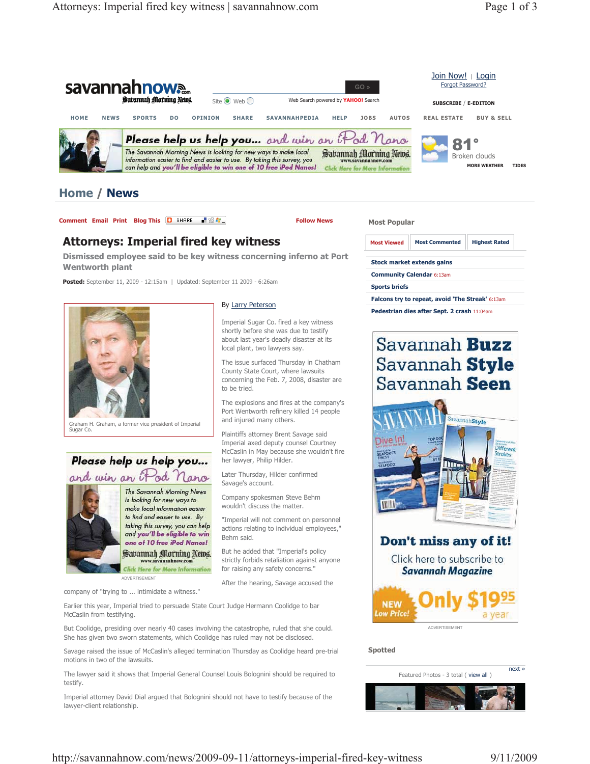# Attorneys: Imperial fired key witness

## Dismissed employee said to be key witness concerning inferno at Port Wentworth plant

**Posted:** September 11, 2009 - 12:15am | Updated: September 11 2009 - 6:26am

Graham H. Graham, a former vice president of Imperial Sugar Co.

By Larry Peterson

Imperial Sugar Co. fired a key witness shortly before she was due to testify about last year's deadly disaster at its local plant, two lawyers say.

The issue surfaced Thursday in Chatham County State Court, where lawsuits concerning the Feb. 7, 2008, disaster are to be tried.

The explosions and fires at the company's Port Wentworth refinery killed 14 people and injured many others.

Plaintiffs attorney Brent Savage said Imperial axed deputy counsel Courtney McCaslin in May because she wouldn't fire her lawyer, Philip Hilder.

Later Thursday, Hilder confirmed Savage's account.

Company spokesman Steve Behm wouldn't discuss the matter.

"Imperial will not comment on personnel actions relating to individual employees," Behm said.

But he added that "Imperial's policy strictly forbids retaliation against anyone for raising any safety concerns."

After the hearing, Savage accused the company of "trying to ... intimidate a witness."

Earlier this year, Imperial tried to persuade State Court Judge Hermann Coolidge to bar McCaslin from testifying.

But Coolidge, presiding over nearly 40 cases involving the catastrophe, ruled that she could. She has given two sworn statements, which Coolidge has ruled may not be disclosed.

Savage raised the issue of McCaslin's alleged termination Thursday as Coolidge heard pre-trial motions in two of the lawsuits.

The lawyer said it shows that Imperial General Counsel Louis Bolognini should be required to testify.

Imperial attorney David Dial argued that Bolognini should not have to testify because of the lawyer-client relationship.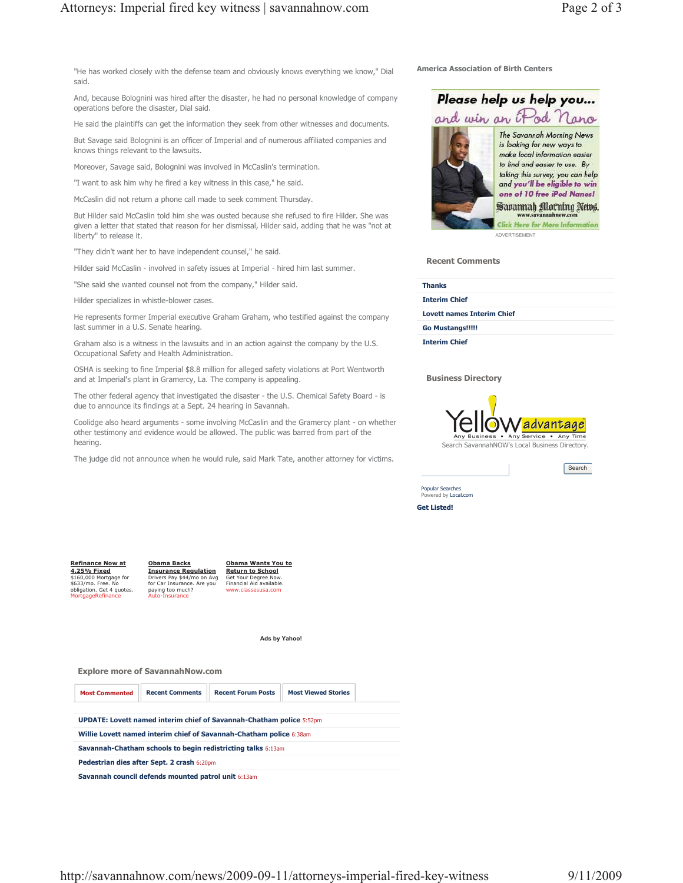"He has worked closely with the defense team and obviously knows everything we know," Dial said.

And, because Bolognini was hired after the disaster, he had no personal knowledge of company operations before the disaster, Dial said.

He said the plaintiffs can get the information they seek from other witnesses and documents.

But Savage said Bolognini is an officer of Imperial and of numerous affiliated companies and knows things relevant to the lawsuits.

Moreover, Savage said, Bolognini was involved in McCaslin's termination.

"I want to ask him why he fired a key witness in this case," he said.

McCaslin did not return a phone call made to seek comment Thursday.

But Hilder said McCaslin told him she was ousted because she refused to fire Hilder. She was given a letter that stated that reason for her dismissal, Hilder said, adding that he was "not at liberty" to release it.

"They didn't want her to have independent counsel," he said.

Hilder said McCaslin - involved in safety issues at Imperial - hired him last summer.

"She said she wanted counsel not from the company," Hilder said.

Hilder specializes in whistle-blower cases.

He represents former Imperial executive Graham Graham, who testified against the company last summer in a U.S. Senate hearing.

Graham also is a witness in the lawsuits and in an action against the company by the U.S. Occupational Safety and Health Administration.

OSHA is seeking to fine Imperial $8.8 million for alleged safety violations at Port Wentworth and at Imperial's plant in Gramercy, La. The company is appealing.

The other federal agency that investigated the disaster - the U.S. Chemical Safety Board - is due to announce its findings at a Sept. 24 hearing in Savannah.

Coolidge also heard arguments - some involving McCaslin and the Gramercy plant - on whether other testimony and evidence would be allowed. The public was barred from part of the hearing.

The judge did not announce when he would rule, said Mark Tate, another attorney for victims.

America Association of Birth Centers

**Please help us help you... and win an iPod Nano**

The Savannah Morning News is looking for new ways to make local information easier to find and easier to use. By taking this survey, you can help and you'll be eligible to win one of 10 free iPod Nanos!

Savannah Morning News — www.savannahnow.com

Click Here for More Information

ADVERTISEMENT

### Recent Comments

- Thanks
- Interim Chief
- Lovett names Interim Chief
- Go Mustangs!!!!!
- Interim Chief

### Business Directory

Yellow advantage — Any Business • Any Service • Any Time

Search SavannahNOW's Local Business Directory.

Search

Popular Searches
Powered by Local.com

**Get Listed!**

**Refinance Now at 4.25% Fixed**
$160,000 Mortgage for $633/mo. Free. No obligation. Get 4 quotes.
MortgageRefinance

**Obama Backs Insurance Regulation**
Drivers Pay $44/mo on Avg for Car Insurance. Are you paying too much?
Auto-Insurance

**Obama Wants You to Return to School**
Get Your Degree Now. Financial Aid available.
www.classesusa.com

Ads by Yahoo!

### Explore more of SavannahNow.com

Most Commented | Recent Comments | Recent Forum Posts | Most Viewed Stories

- **UPDATE: Lovett named interim chief of Savannah-Chatham police** 5:52pm
- **Willie Lovett named interim chief of Savannah-Chatham police** 6:38am
- **Savannah-Chatham schools to begin redistricting talks** 6:13am
- **Pedestrian dies after Sept. 2 crash** 6:20pm
- **Savannah council defends mounted patrol unit** 6:13am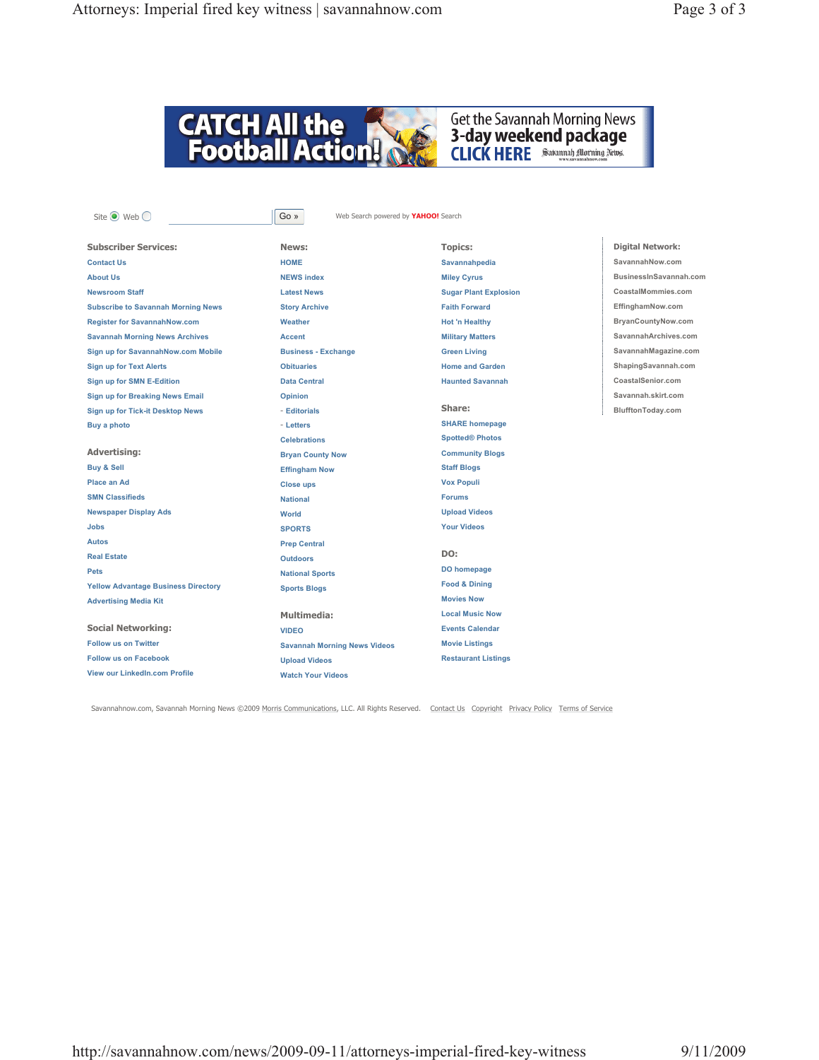CATCH All the Football Action!

Get the Savannah Morning News 3-day weekend package CLICK HERE

Site Web Go »

Web Search powered by YAHOO! Search

**Subscriber Services:**

- Contact Us
- About Us
- Newsroom Staff
- Subscribe to Savannah Morning News
- Register for SavannahNow.com
- Savannah Morning News Archives
- Sign up for SavannahNow.com Mobile
- Sign up for Text Alerts
- Sign up for SMN E-Edition
- Sign up for Breaking News Email
- Sign up for Tick-it Desktop News
- Buy a photo

**Advertising:**

- Buy & Sell
- Place an Ad
- SMN Classifieds
- Newspaper Display Ads
- Jobs
- Autos
- Real Estate
- Pets
- Yellow Advantage Business Directory
- Advertising Media Kit

**Social Networking:**

- Follow us on Twitter
- Follow us on Facebook
- View our LinkedIn.com Profile

**News:**

- HOME
- NEWS index
- Latest News
- Story Archive
- Weather
- Accent
- Business - Exchange
- Obituaries
- Data Central
- Opinion
- - Editorials
- - Letters
- Celebrations
- Bryan County Now
- Effingham Now
- Close ups
- National
- World
- SPORTS
- Prep Central
- Outdoors
- National Sports
- Sports Blogs

**Multimedia:**

- VIDEO
- Savannah Morning News Videos
- Upload Videos
- Watch Your Videos

**Topics:**

- Savannahpedia
- Miley Cyrus
- Sugar Plant Explosion
- Faith Forward
- Hot 'n Healthy
- Military Matters
- Green Living
- Home and Garden
- Haunted Savannah

**Share:**

- SHARE homepage
- Spotted® Photos
- Community Blogs
- Staff Blogs
- Vox Populi
- Forums
- Upload Videos
- Your Videos

**DO:**

- DO homepage
- Food & Dining
- Movies Now
- Local Music Now
- Events Calendar
- Movie Listings
- Restaurant Listings

**Digital Network:**

- SavannahNow.com
- BusinessInSavannah.com
- CoastalMommies.com
- EffinghamNow.com
- BryanCountyNow.com
- SavannahArchives.com
- SavannahMagazine.com
- ShapingSavannah.com
- CoastalSenior.com
- Savannah.skirt.com
- BlufftonToday.com

Savannahnow.com, Savannah Morning News ©2009 Morris Communications, LLC. All Rights Reserved. Contact Us Copyright Privacy Policy Terms of Service